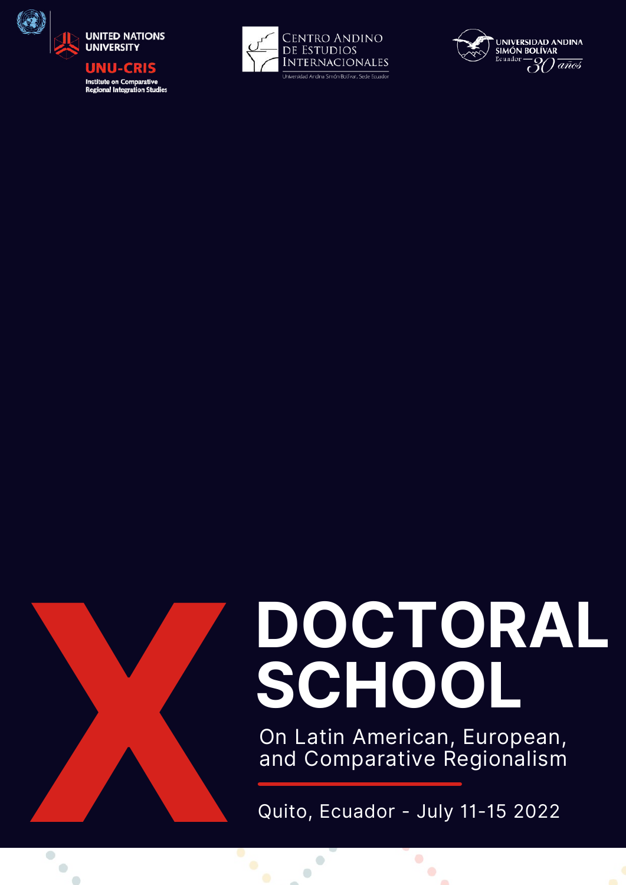UNITED NATIONS UNIVERSITY

UNU-CRIS

Institute on Comparative Regional Integration Studies

CENTRO ANDINO DE ESTUDIOS INTERNACIONALES

Universidad Andina Simón Bolívar, Sede Ecuador

UNIVERSIDAD ANDINA SIMÓN BOLÍVAR

Ecuador — 30 años

# X DOCTORAL SCHOOL

## On Latin American, European, and Comparative Regionalism

Quito, Ecuador - July 11-15 2022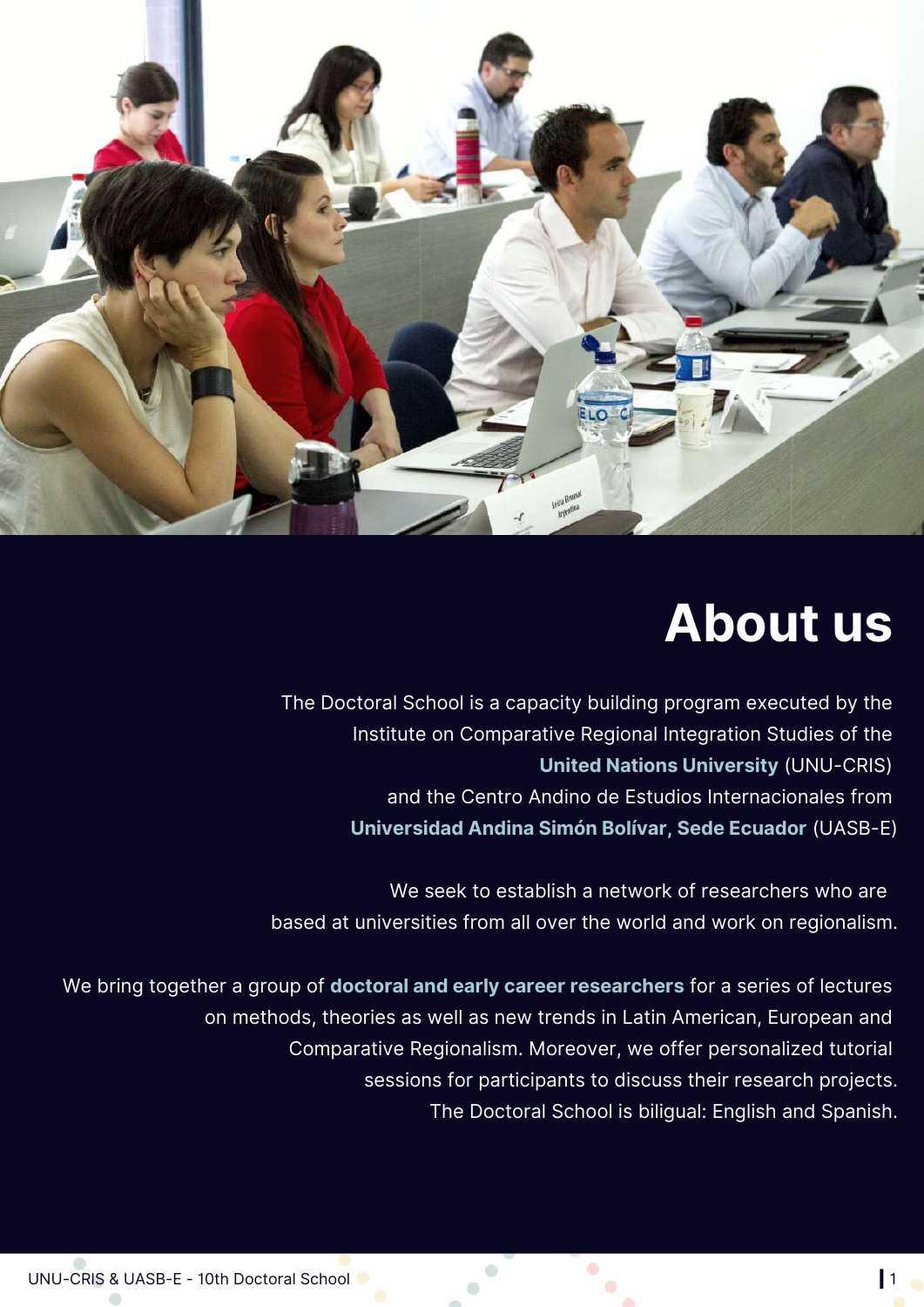# About us

The Doctoral School is a capacity building program executed by the Institute on Comparative Regional Integration Studies of the **United Nations University** (UNU-CRIS) and the Centro Andino de Estudios Internacionales from **Universidad Andina Simón Bolívar, Sede Ecuador** (UASB-E)

We seek to establish a network of researchers who are based at universities from all over the world and work on regionalism.

We bring together a group of **doctoral and early career researchers** for a series of lectures on methods, theories as well as new trends in Latin American, European and Comparative Regionalism. Moreover, we offer personalized tutorial sessions for participants to discuss their research projects. The Doctoral School is biligual: English and Spanish.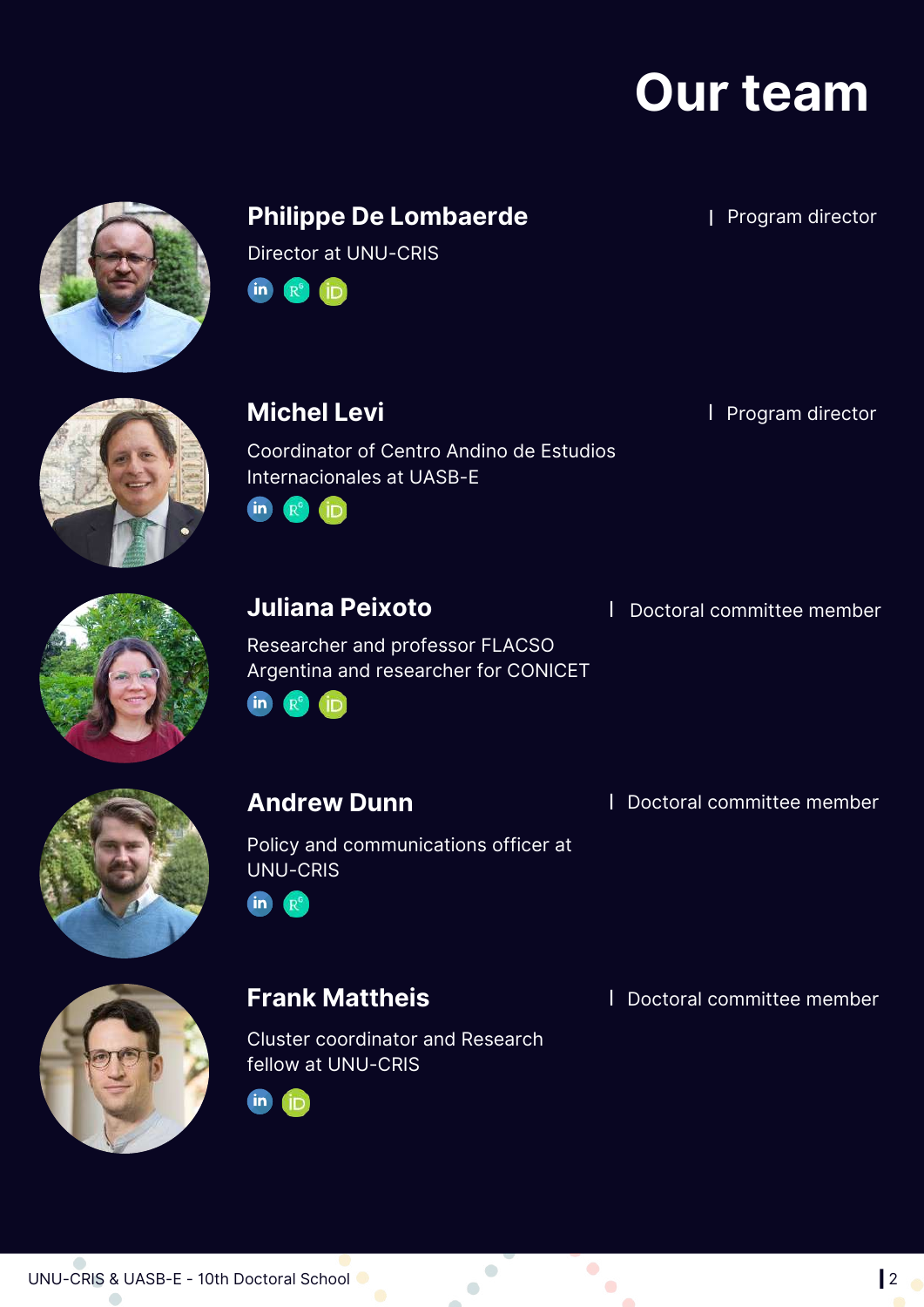# Our team

## Philippe De Lombaerde

| Program director

Director at UNU-CRIS

## Michel Levi

| Program director

Coordinator of Centro Andino de Estudios Internacionales at UASB-E

## Juliana Peixoto

| Doctoral committee member

Researcher and professor FLACSO Argentina and researcher for CONICET

## Andrew Dunn

| Doctoral committee member

Policy and communications officer at UNU-CRIS

## Frank Mattheis

| Doctoral committee member

Cluster coordinator and Research fellow at UNU-CRIS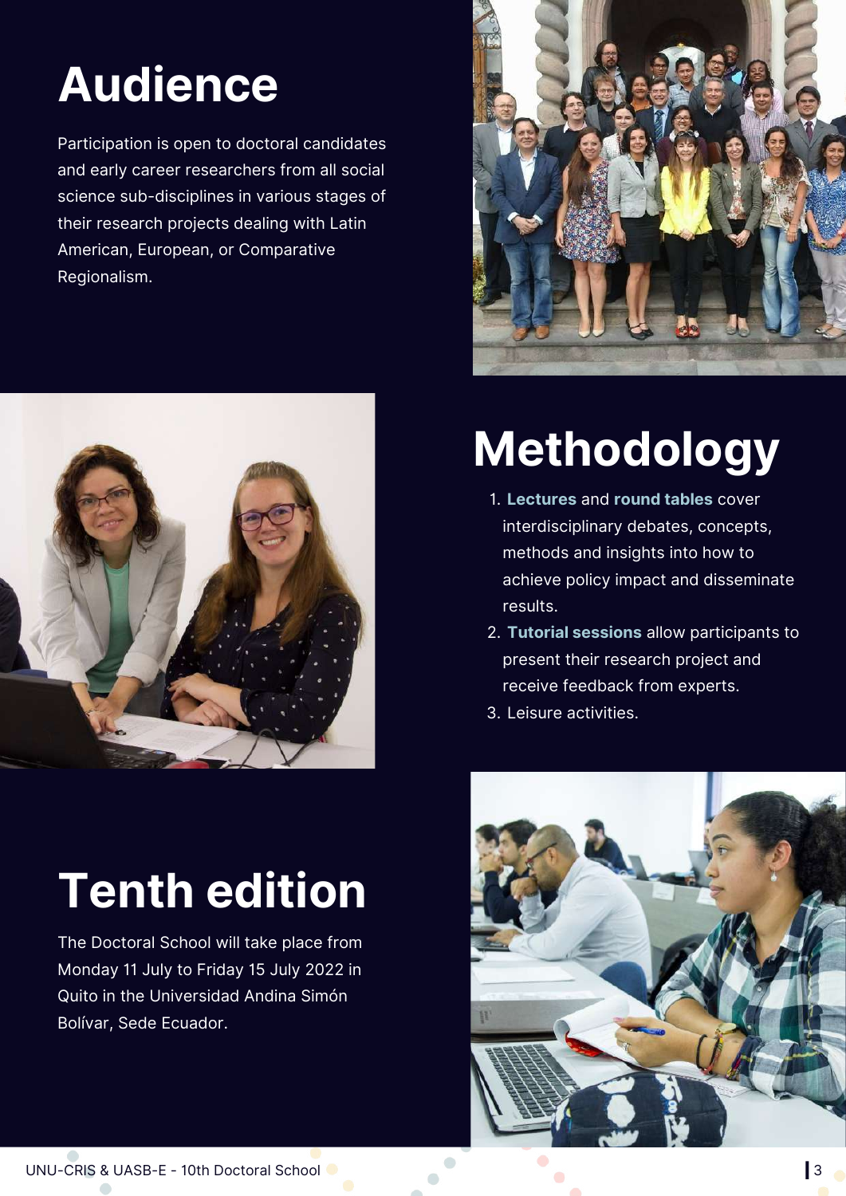# Audience

Participation is open to doctoral candidates and early career researchers from all social science sub-disciplines in various stages of their research projects dealing with Latin American, European, or Comparative Regionalism.

# Methodology

1. **Lectures** and **round tables** cover interdisciplinary debates, concepts, methods and insights into how to achieve policy impact and disseminate results.
2. **Tutorial sessions** allow participants to present their research project and receive feedback from experts.
3. Leisure activities.

# Tenth edition

The Doctoral School will take place from Monday 11 July to Friday 15 July 2022 in Quito in the Universidad Andina Simón Bolívar, Sede Ecuador.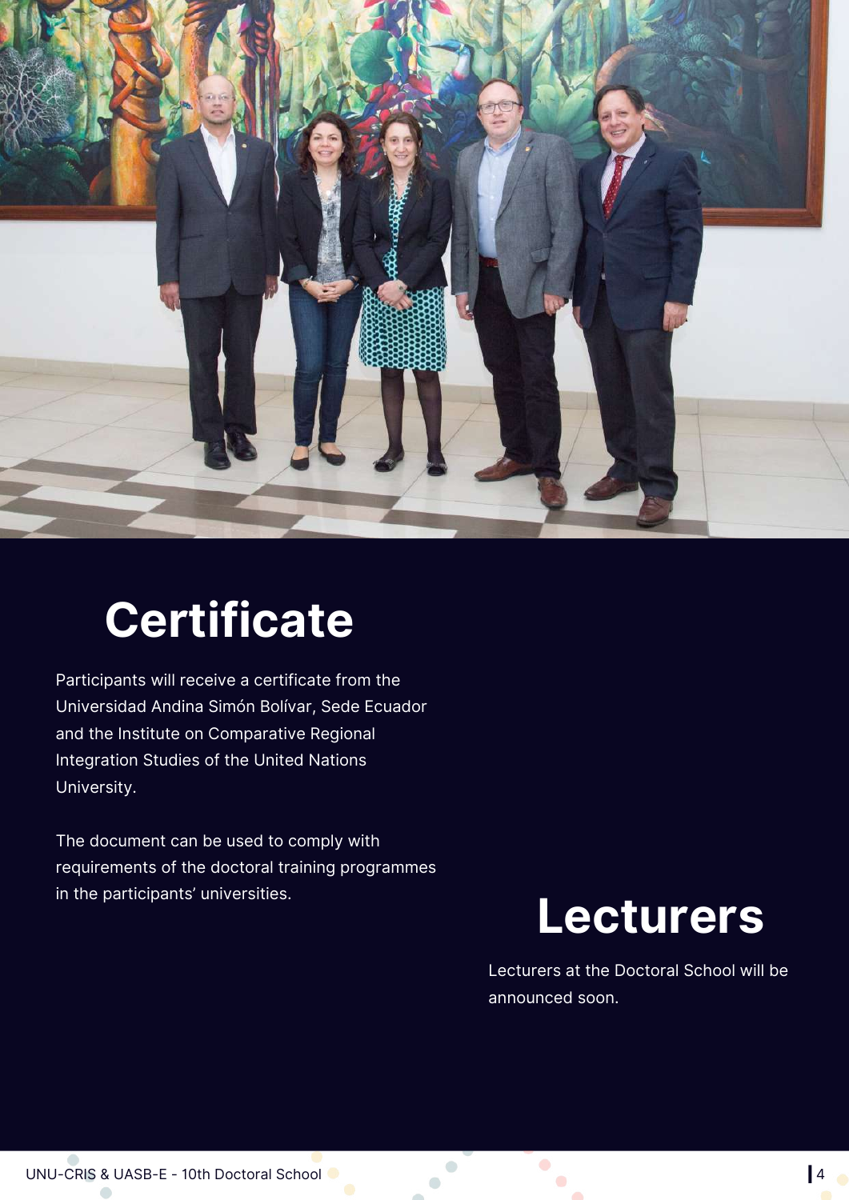# Certificate

Participants will receive a certificate from the Universidad Andina Simón Bolívar, Sede Ecuador and the Institute on Comparative Regional Integration Studies of the United Nations University.

The document can be used to comply with requirements of the doctoral training programmes in the participants' universities.

# Lecturers

Lecturers at the Doctoral School will be announced soon.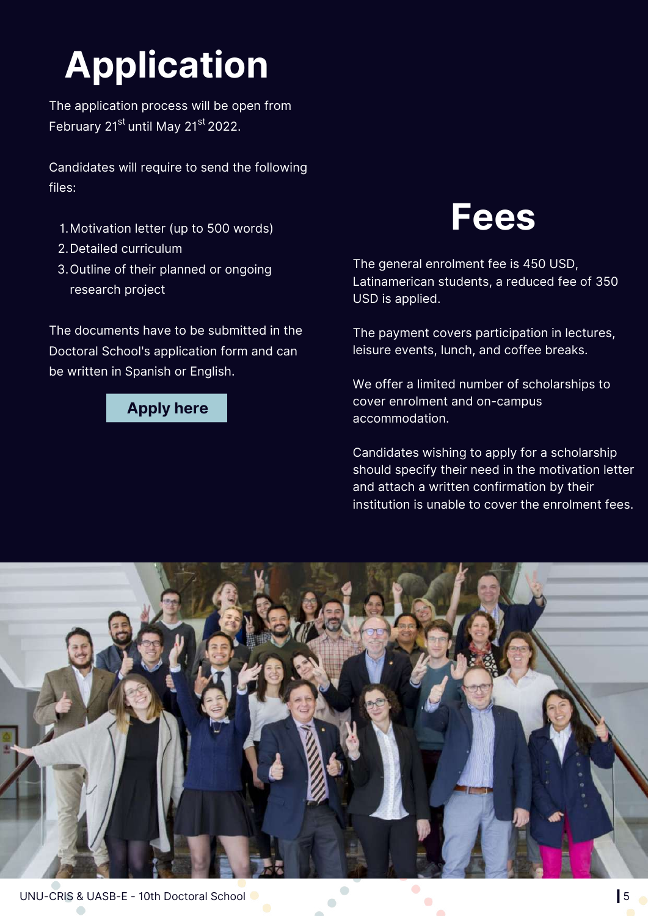# Application

The application process will be open from February 21st until May 21st 2022.

Candidates will require to send the following files:

1. Motivation letter (up to 500 words)
2. Detailed curriculum
3. Outline of their planned or ongoing research project

The documents have to be submitted in the Doctoral School's application form and can be written in Spanish or English.

**Apply here**

# Fees

The general enrolment fee is 450 USD, Latinamerican students, a reduced fee of 350 USD is applied.

The payment covers participation in lectures, leisure events, lunch, and coffee breaks.

We offer a limited number of scholarships to cover enrolment and on-campus accommodation.

Candidates wishing to apply for a scholarship should specify their need in the motivation letter and attach a written confirmation by their institution is unable to cover the enrolment fees.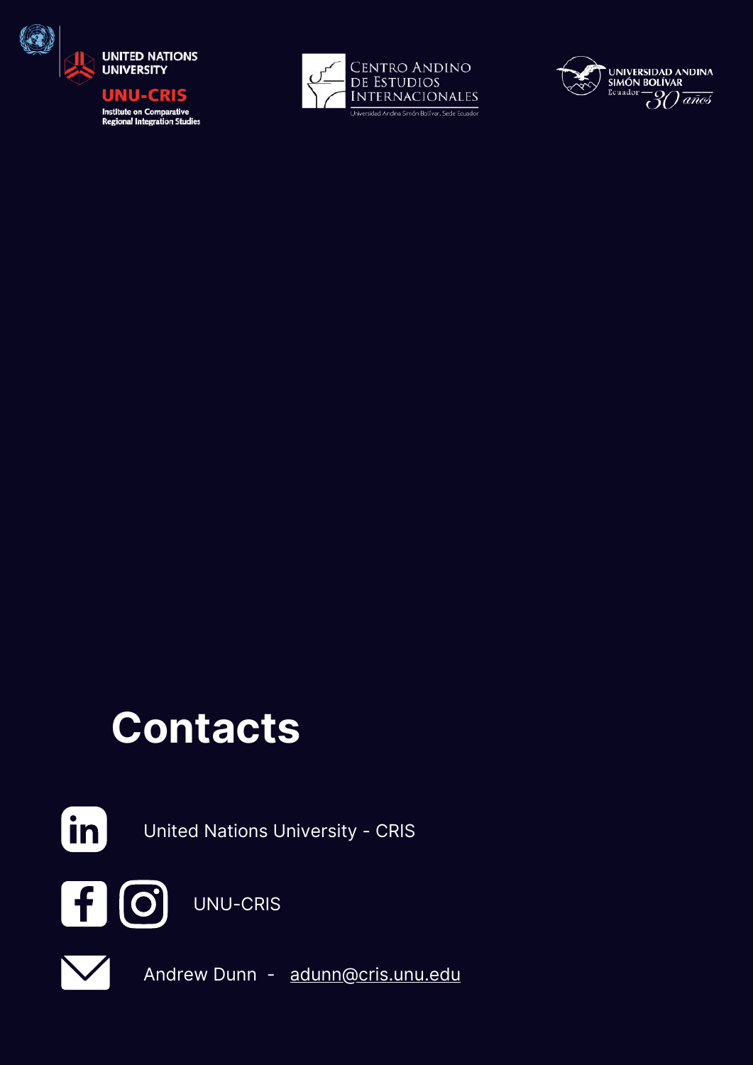UNITED NATIONS UNIVERSITY

UNU-CRIS

Institute on Comparative Regional Integration Studies

Centro Andino de Estudios Internacionales

Universidad Andina Simón Bolívar, Sede Ecuador

Universidad Andina Simón Bolívar

Ecuador — 30 años

# Contacts

United Nations University - CRIS

UNU-CRIS

Andrew Dunn - adunn@cris.unu.edu